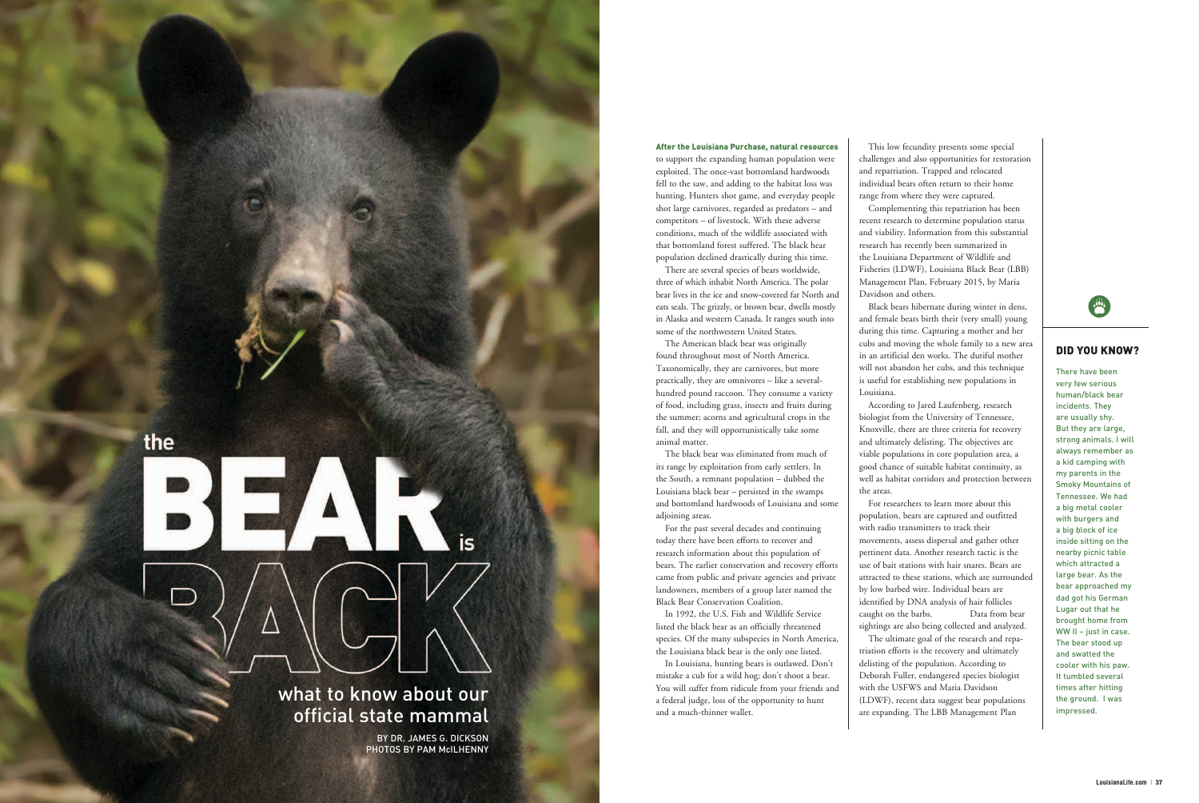# the BEAR is BACK

## what to know about our official state mammal

BY DR. JAMES G. DICKSON
PHOTOS BY PAM McILHENNY

**After the Louisiana Purchase, natural resources** to support the expanding human population were exploited. The once-vast bottomland hardwoods fell to the saw, and adding to the habitat loss was hunting. Hunters shot game, and everyday people shot large carnivores, regarded as predators – and competitors – of livestock. With these adverse conditions, much of the wildlife associated with that bottomland forest suffered. The black hear population declined drastically during this time.

There are several species of bears worldwide, three of which inhabit North America. The polar bear lives in the ice and snow-covered far North and eats seals. The grizzly, or brown bear, dwells mostly in Alaska and western Canada. It ranges south into some of the northwestern United States.

The American black bear was originally found throughout most of North America. Taxonomically, they are carnivores, but more practically, they are omnivores – like a several-hundred pound raccoon. They consume a variety of food, including grass, insects and fruits during the summer; acorns and agricultural crops in the fall, and they will opportunistically take some animal matter.

The black bear was eliminated from much of its range by exploitation from early settlers. In the South, a remnant population – dubbed the Louisiana black bear – persisted in the swamps and bottomland hardwoods of Louisiana and some adjoining areas.

For the past several decades and continuing today there have been efforts to recover and research information about this population of bears. The earlier conservation and recovery efforts came from public and private agencies and private landowners, members of a group later named the Black Bear Conservation Coalition.

In 1992, the U.S. Fish and Wildlife Service listed the black bear as an officially threatened species. Of the many subspecies in North America, the Louisiana black bear is the only one listed.

In Louisiana, hunting bears is outlawed. Don't mistake a cub for a wild hog; don't shoot a bear. You will suffer from ridicule from your friends and a federal judge, loss of the opportunity to hunt and a much-thinner wallet.

This low fecundity presents some special challenges and also opportunities for restoration and repatriation. Trapped and relocated individual bears often return to their home range from where they were captured.

Complementing this repatriation has been recent research to determine population status and viability. Information from this substantial research has recently been summarized in the Louisiana Department of Wildlife and Fisheries (LDWF), Louisiana Black Bear (LBB) Management Plan, February 2015, by Maria Davidson and others.

Black bears hibernate during winter in dens, and female bears birth their (very small) young during this time. Capturing a mother and her cubs and moving the whole family to a new area in an artificial den works. The dutiful mother will not abandon her cubs, and this technique is useful for establishing new populations in Louisiana.

According to Jared Laufenberg, research biologist from the University of Tennessee, Knoxville, there are three criteria for recovery and ultimately delisting. The objectives are viable populations in core population area, a good chance of suitable habitat continuity, as well as habitat corridors and protection between the areas.

For researchers to learn more about this population, bears are captured and outfitted with radio transmitters to track their movements, assess dispersal and gather other pertinent data. Another research tactic is the use of bait stations with hair snares. Bears are attracted to these stations, which are surrounded by low barbed wire. Individual bears are identified by DNA analysis of hair follicles caught on the barbs. Data from bear sightings are also being collected and analyzed.

The ultimate goal of the research and repatriation efforts is the recovery and ultimately delisting of the population. According to Deborah Fuller, endangered species biologist with the USFWS and Maria Davidson (LDWF), recent data suggest bear populations are expanding. The LBB Management Plan

### DID YOU KNOW?

There have been very few serious human/black bear incidents. They are usually shy. But they are large, strong animals. I will always remember as a kid camping with my parents in the Smoky Mountains of Tennessee. We had a big metal cooler with burgers and a big block of ice inside sitting on the nearby picnic table which attracted a large bear. As the bear approached my dad got his German Lugar out that he brought home from WW II – just in case. The bear stood up and swatted the cooler with his paw. It tumbled several times after hitting the ground. I was impressed.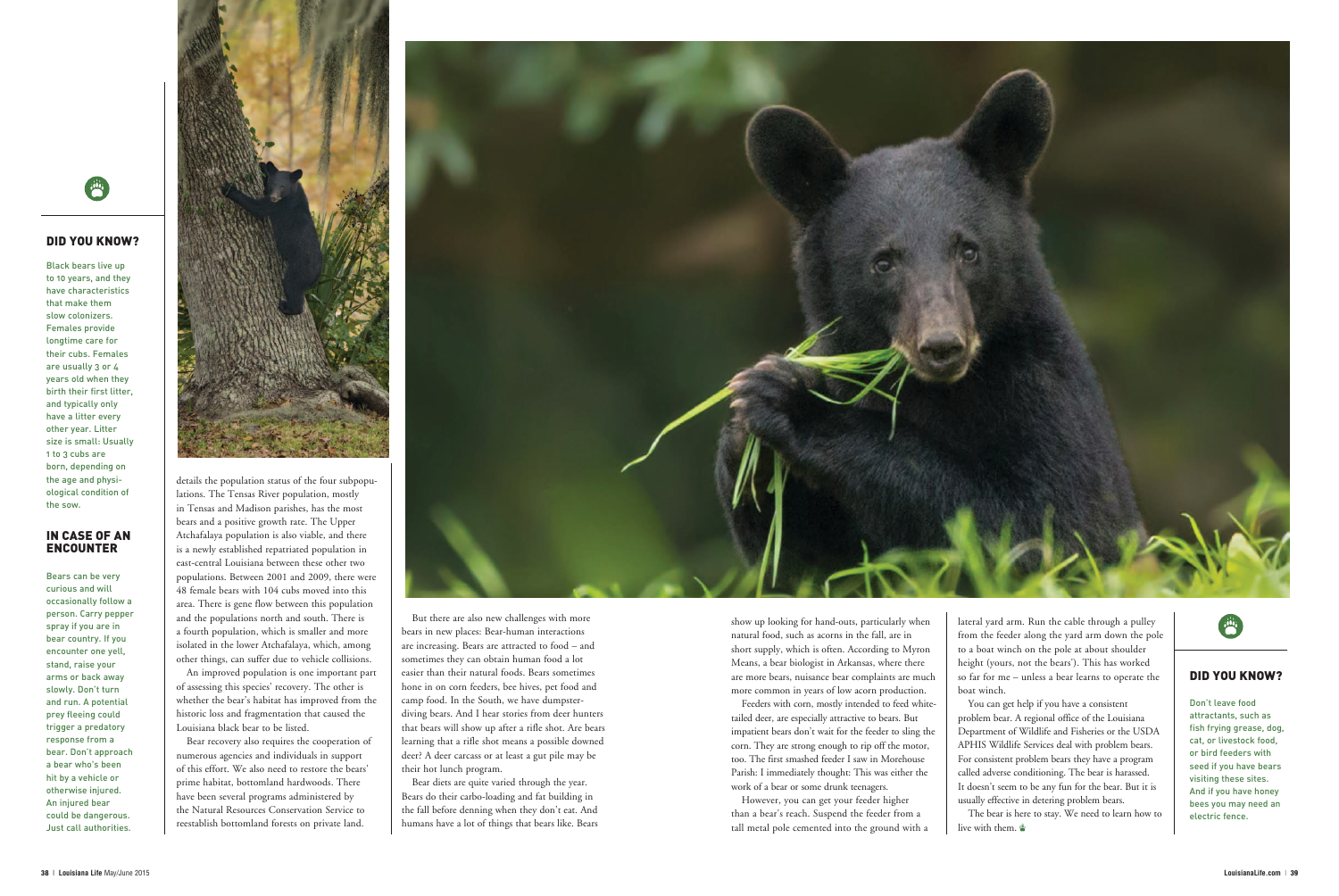## DID YOU KNOW?

Black bears live up to 10 years, and they have characteristics that make them slow colonizers. Females provide longtime care for their cubs. Females are usually 3 or 4 years old when they birth their first litter, and typically only have a litter every other year. Litter size is small: Usually 1 to 3 cubs are born, depending on the age and physiological condition of the sow.

## IN CASE OF AN ENCOUNTER

Bears can be very curious and will occasionally follow a person. Carry pepper spray if you are in bear country. If you encounter one yell, stand, raise your arms or back away slowly. Don't turn and run. A potential prey fleeing could trigger a predatory response from a bear. Don't approach a bear who's been hit by a vehicle or otherwise injured. An injured bear could be dangerous. Just call authorities.

details the population status of the four subpopulations. The Tensas River population, mostly in Tensas and Madison parishes, has the most bears and a positive growth rate. The Upper Atchafalaya population is also viable, and there is a newly established repatriated population in east-central Louisiana between these other two populations. Between 2001 and 2009, there were 48 female bears with 104 cubs moved into this area. There is gene flow between this population and the populations north and south. There is a fourth population, which is smaller and more isolated in the lower Atchafalaya, which, among other things, can suffer due to vehicle collisions.

An improved population is one important part of assessing this species' recovery. The other is whether the bear's habitat has improved from the historic loss and fragmentation that caused the Louisiana black bear to be listed.

Bear recovery also requires the cooperation of numerous agencies and individuals in support of this effort. We also need to restore the bears' prime habitat, bottomland hardwoods. There have been several programs administered by the Natural Resources Conservation Service to reestablish bottomland forests on private land.

But there are also new challenges with more bears in new places: Bear-human interactions are increasing. Bears are attracted to food – and sometimes they can obtain human food a lot easier than their natural foods. Bears sometimes hone in on corn feeders, bee hives, pet food and camp food. In the South, we have dumpster-diving bears. And I hear stories from deer hunters that bears will show up after a rifle shot. Are bears learning that a rifle shot means a possible downed deer? A deer carcass or at least a gut pile may be their hot lunch program.

Bear diets are quite varied through the year. Bears do their carbo-loading and fat building in the fall before denning when they don't eat. And humans have a lot of things that bears like. Bears show up looking for hand-outs, particularly when natural food, such as acorns in the fall, are in short supply, which is often. According to Myron Means, a bear biologist in Arkansas, where there are more bears, nuisance bear complaints are much more common in years of low acorn production.

Feeders with corn, mostly intended to feed white-tailed deer, are especially attractive to bears. But impatient bears don't wait for the feeder to sling the corn. They are strong enough to rip off the motor, too. The first smashed feeder I saw in Morehouse Parish: I immediately thought: This was either the work of a bear or some drunk teenagers.

However, you can get your feeder higher than a bear's reach. Suspend the feeder from a tall metal pole cemented into the ground with a lateral yard arm. Run the cable through a pulley from the feeder along the yard arm down the pole to a boat winch on the pole at about shoulder height (yours, not the bears'). This has worked so far for me – unless a bear learns to operate the boat winch.

You can get help if you have a consistent problem bear. A regional office of the Louisiana Department of Wildlife and Fisheries or the USDA APHIS Wildlife Services deal with problem bears. For consistent problem bears they have a program called adverse conditioning. The bear is harassed. It doesn't seem to be any fun for the bear. But it is usually effective in detering problem bears.

The bear is here to stay. We need to learn how to live with them.

## DID YOU KNOW?

Don't leave food attractants, such as fish frying grease, dog, cat, or livestock food, or bird feeders with seed if you have bears visiting these sites. And if you have honey bees you may need an electric fence.